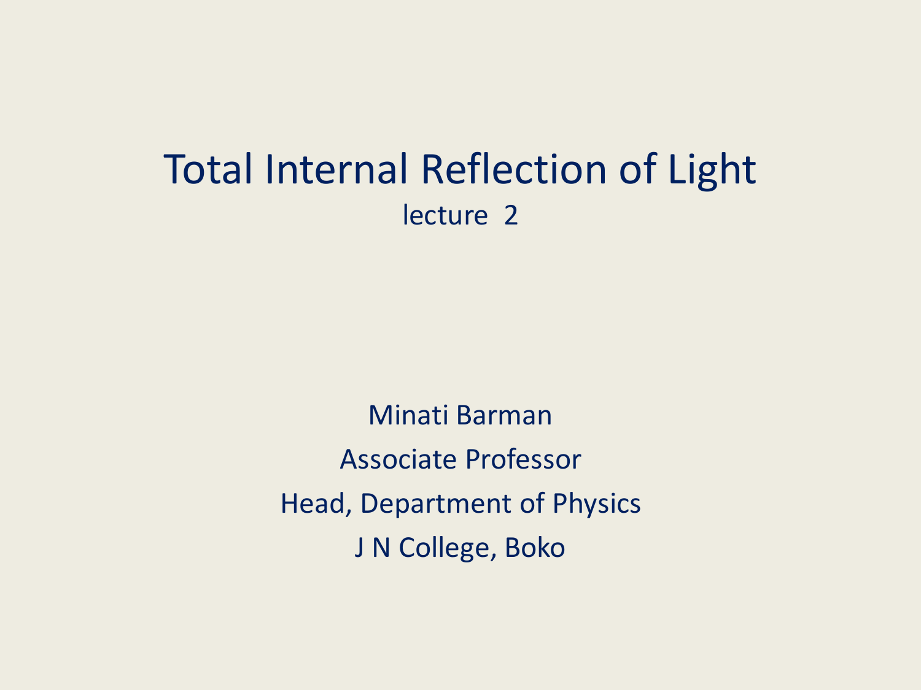# Total Internal Reflection of Light

lecture 2

Minati Barman

Associate Professor

Head, Department of Physics

J N College, Boko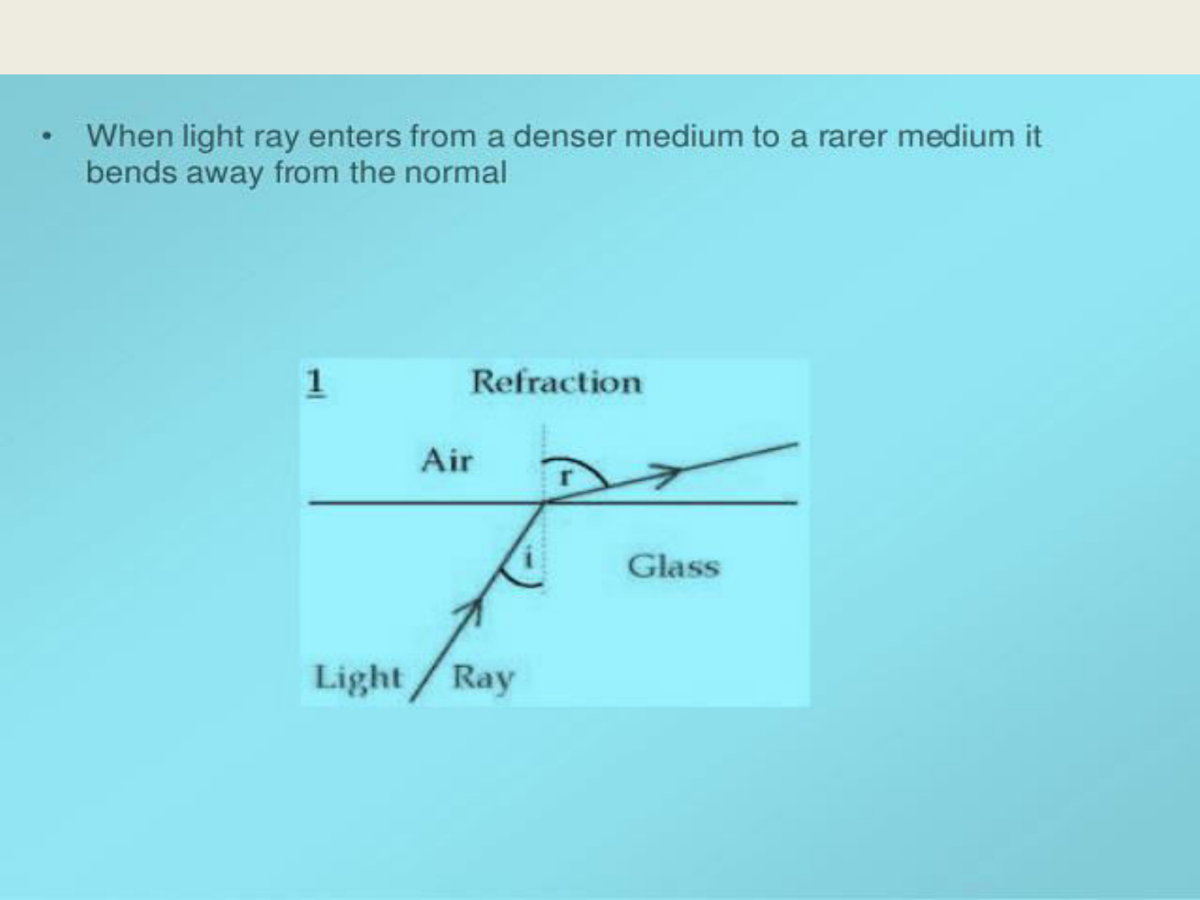- When light ray enters from a denser medium to a rarer medium it bends away from the normal

1 Refraction

Air

r

i

Glass

Light Ray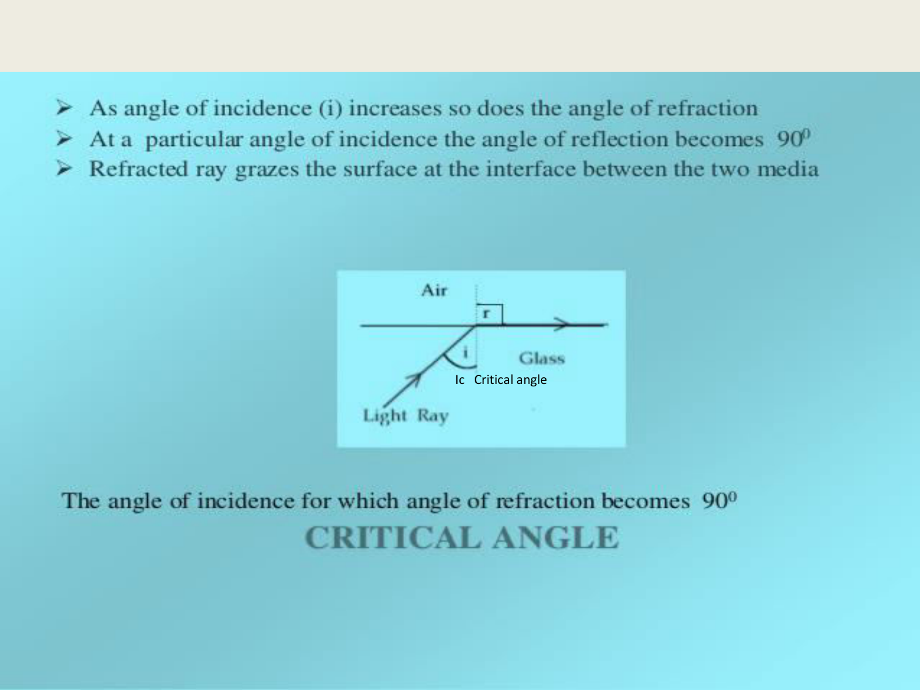- As angle of incidence (i) increases so does the angle of refraction
- At a particular angle of incidence the angle of reflection becomes $90^0$
- Refracted ray grazes the surface at the interface between the two media

Air

r

i

Glass

Ic Critical angle

Light Ray

The angle of incidence for which angle of refraction becomes $90^0$

**CRITICAL ANGLE**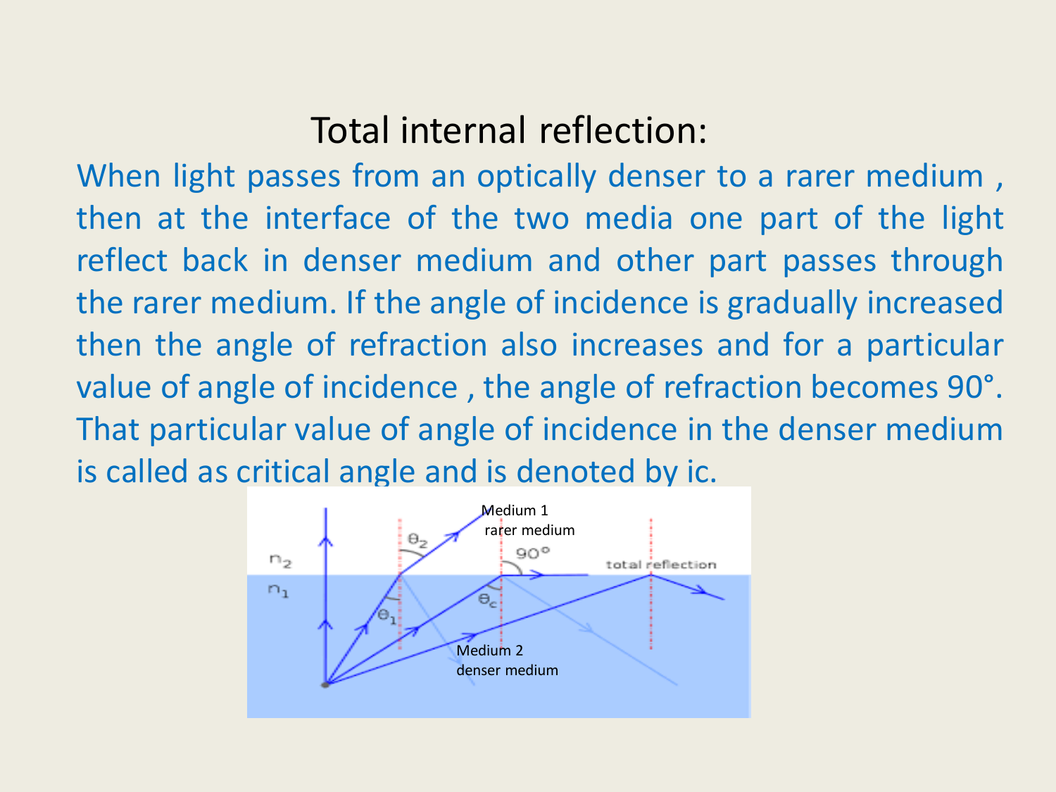# Total internal reflection:

When light passes from an optically denser to a rarer medium , then at the interface of the two media one part of the light reflect back in denser medium and other part passes through the rarer medium. If the angle of incidence is gradually increased then the angle of refraction also increases and for a particular value of angle of incidence , the angle of refraction becomes 90°. That particular value of angle of incidence in the denser medium is called as critical angle and is denoted by ic.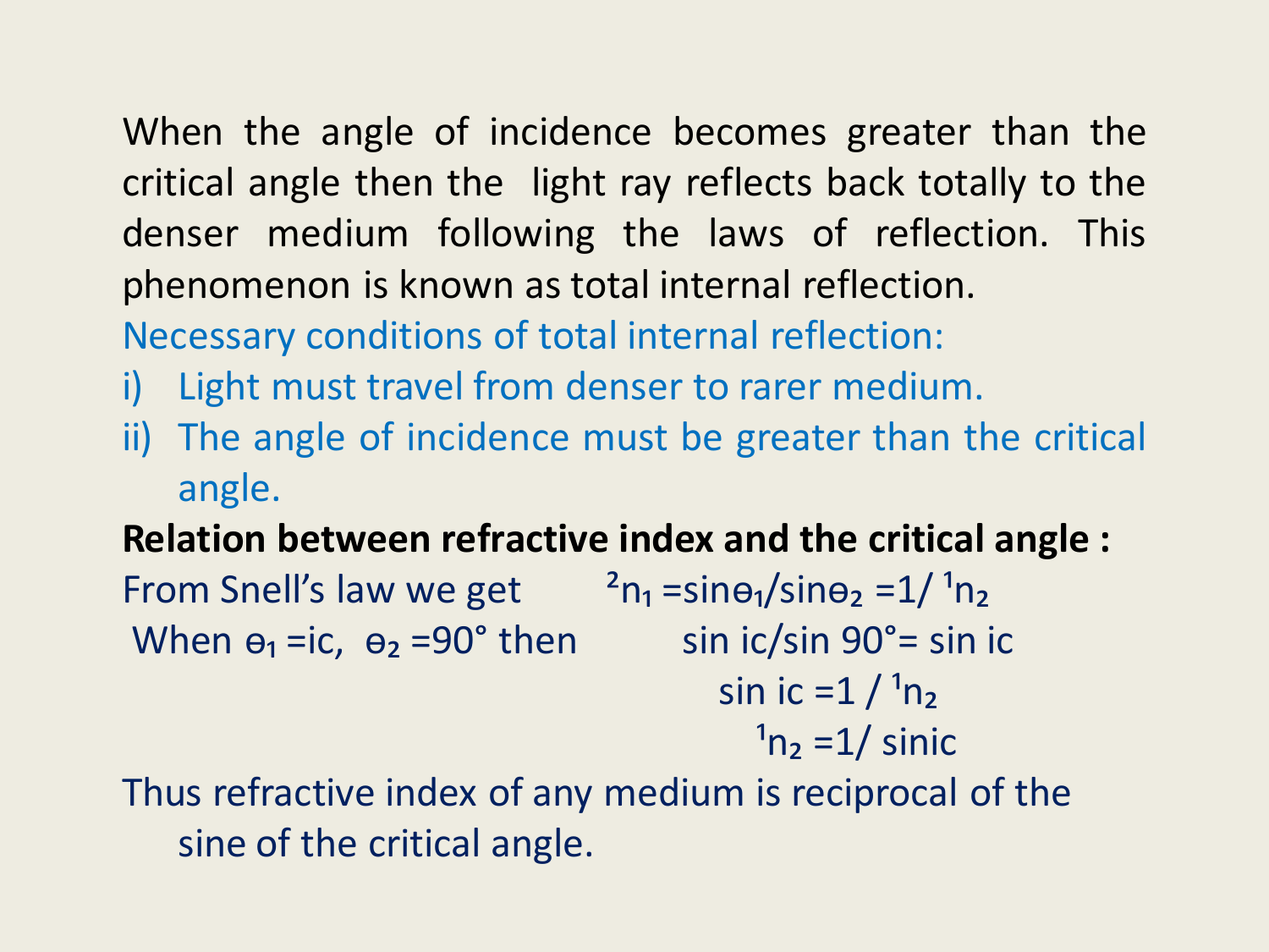When the angle of incidence becomes greater than the critical angle then the light ray reflects back totally to the denser medium following the laws of reflection. This phenomenon is known as total internal reflection.

Necessary conditions of total internal reflection:

i) Light must travel from denser to rarer medium.
ii) The angle of incidence must be greater than the critical angle.

**Relation between refractive index and the critical angle :**

From Snell's law we get $\quad {}^2n_1 = \sin\theta_1 / \sin\theta_2 = 1/ {}^1n_2$

When $\theta_1 = i_c$, $\theta_2 = 90°$ then $\quad \sin i_c / \sin 90° = \sin i_c$

$$\sin i_c = 1 / {}^1n_2$$

$${}^1n_2 = 1/ \sin i_c$$

Thus refractive index of any medium is reciprocal of the sine of the critical angle.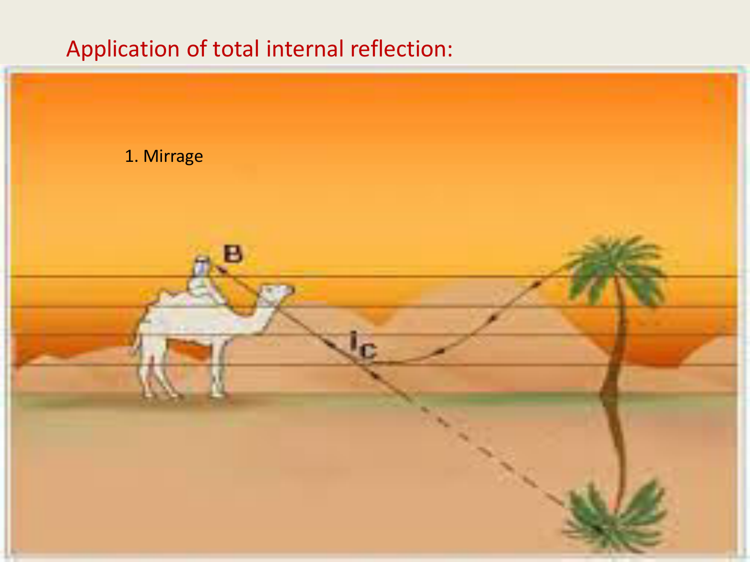## Application of total internal reflection:

1. Mirrage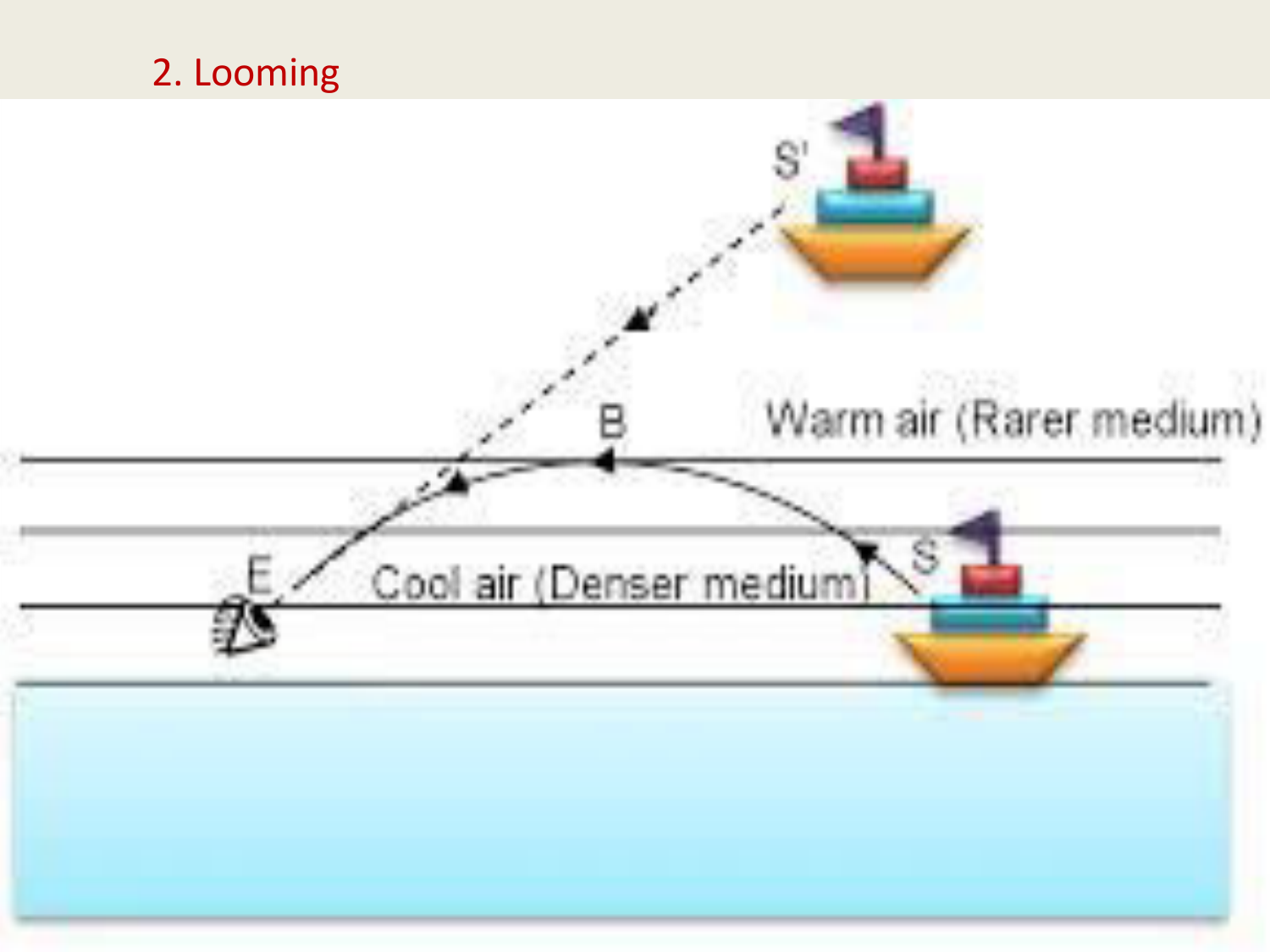## 2. Looming

S'

B

Warm air (Rarer medium)

S

E

Cool air (Denser medium)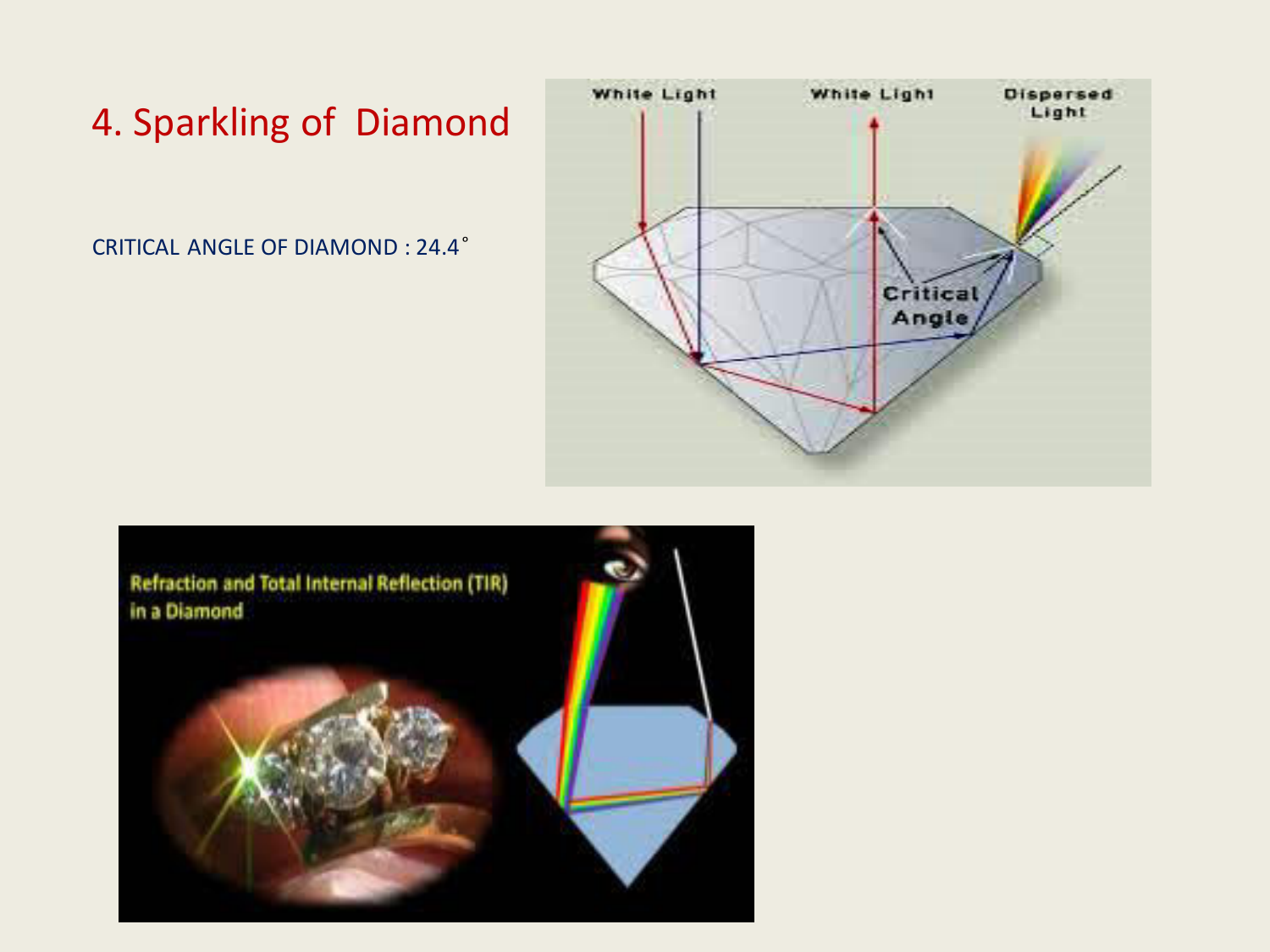# 4. Sparkling of Diamond

CRITICAL ANGLE OF DIAMOND : 24.4˚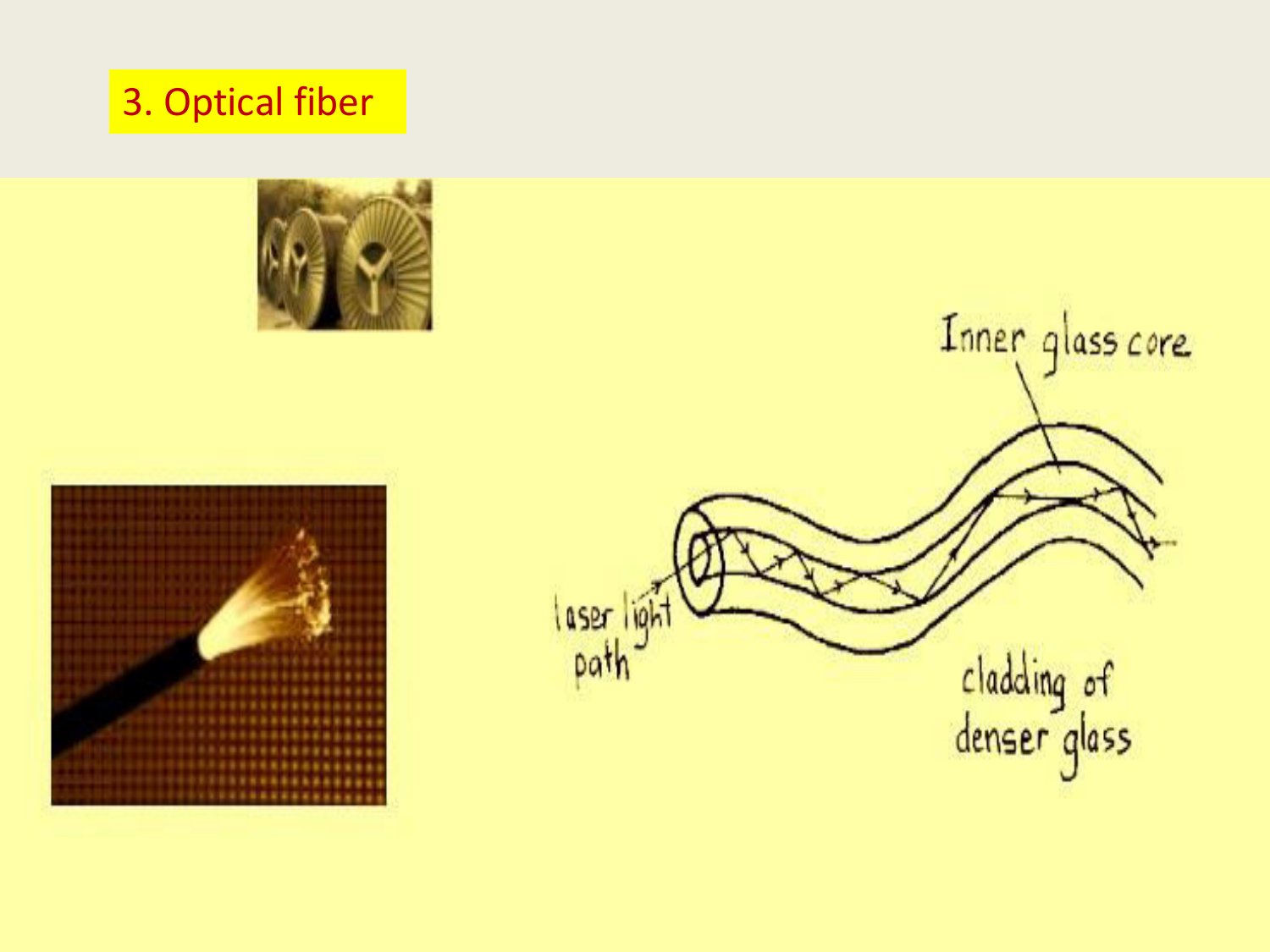# 3. Optical fiber

Inner glass core

laser light path

cladding of denser glass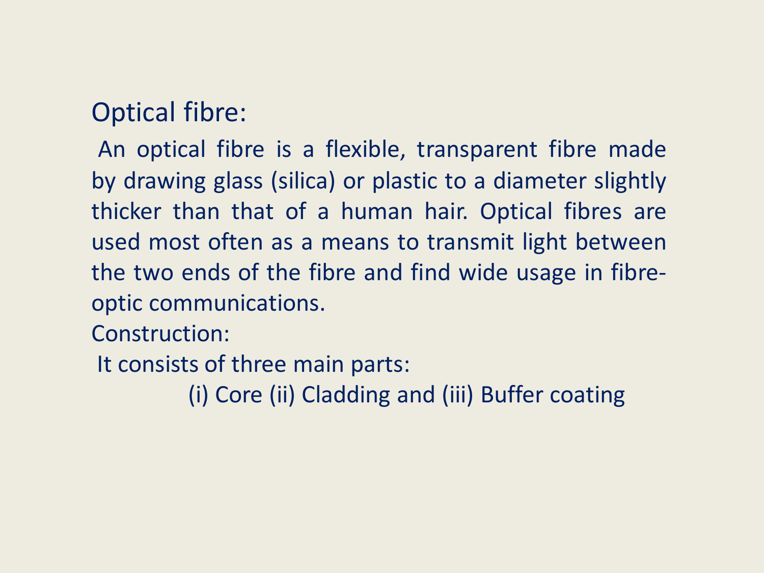## Optical fibre:

An optical fibre is a flexible, transparent fibre made by drawing glass (silica) or plastic to a diameter slightly thicker than that of a human hair. Optical fibres are used most often as a means to transmit light between the two ends of the fibre and find wide usage in fibre-optic communications.

## Construction:

It consists of three main parts:

(i) Core (ii) Cladding and (iii) Buffer coating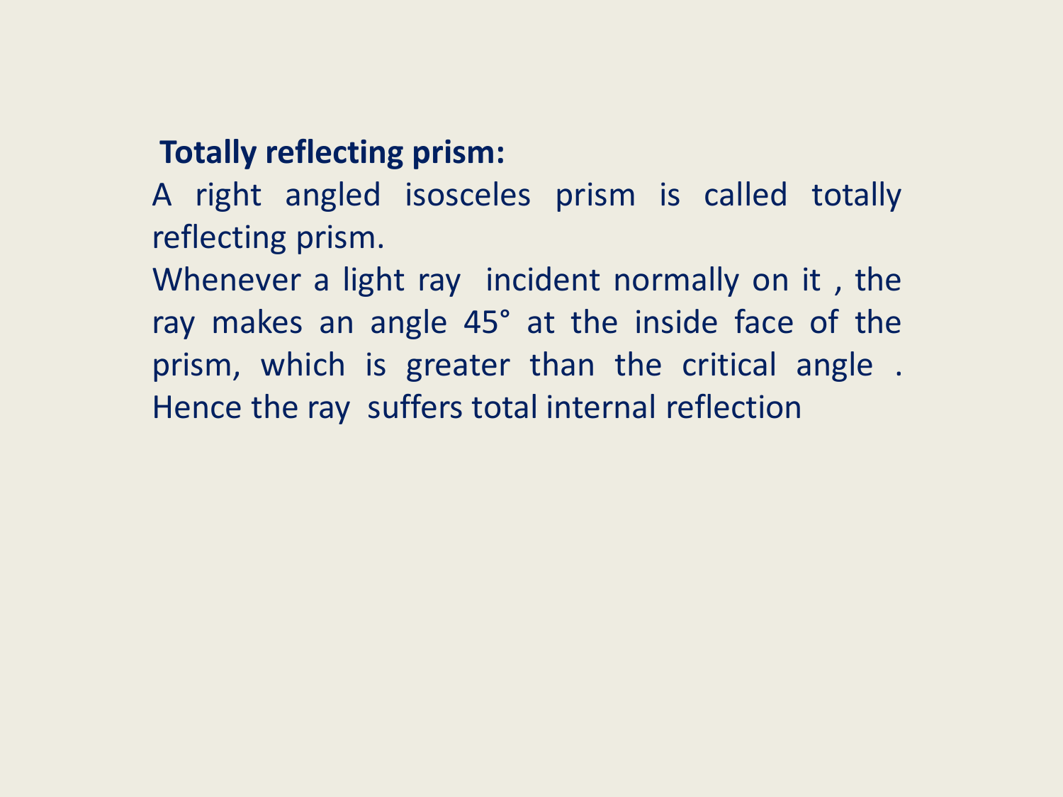**Totally reflecting prism:**

A right angled isosceles prism is called totally reflecting prism.

Whenever a light ray incident normally on it , the ray makes an angle 45° at the inside face of the prism, which is greater than the critical angle . Hence the ray suffers total internal reflection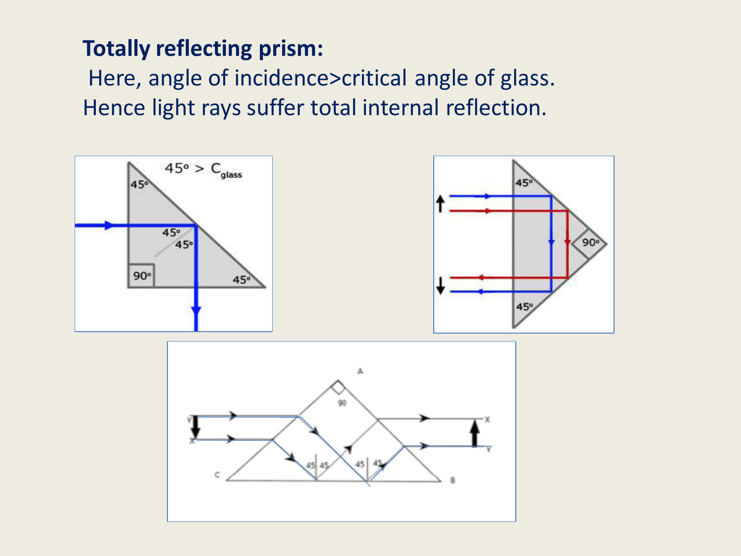**Totally reflecting prism:**

Here, angle of incidence>critical angle of glass.
Hence light rays suffer total internal reflection.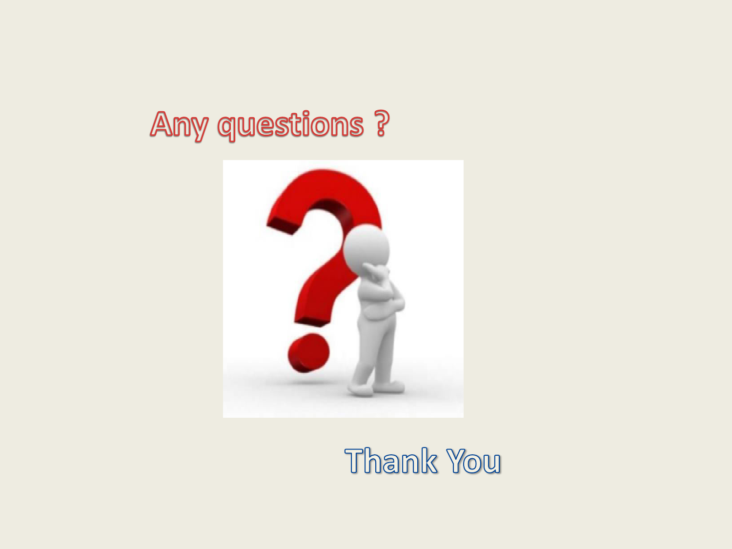Any questions ?

Thank You